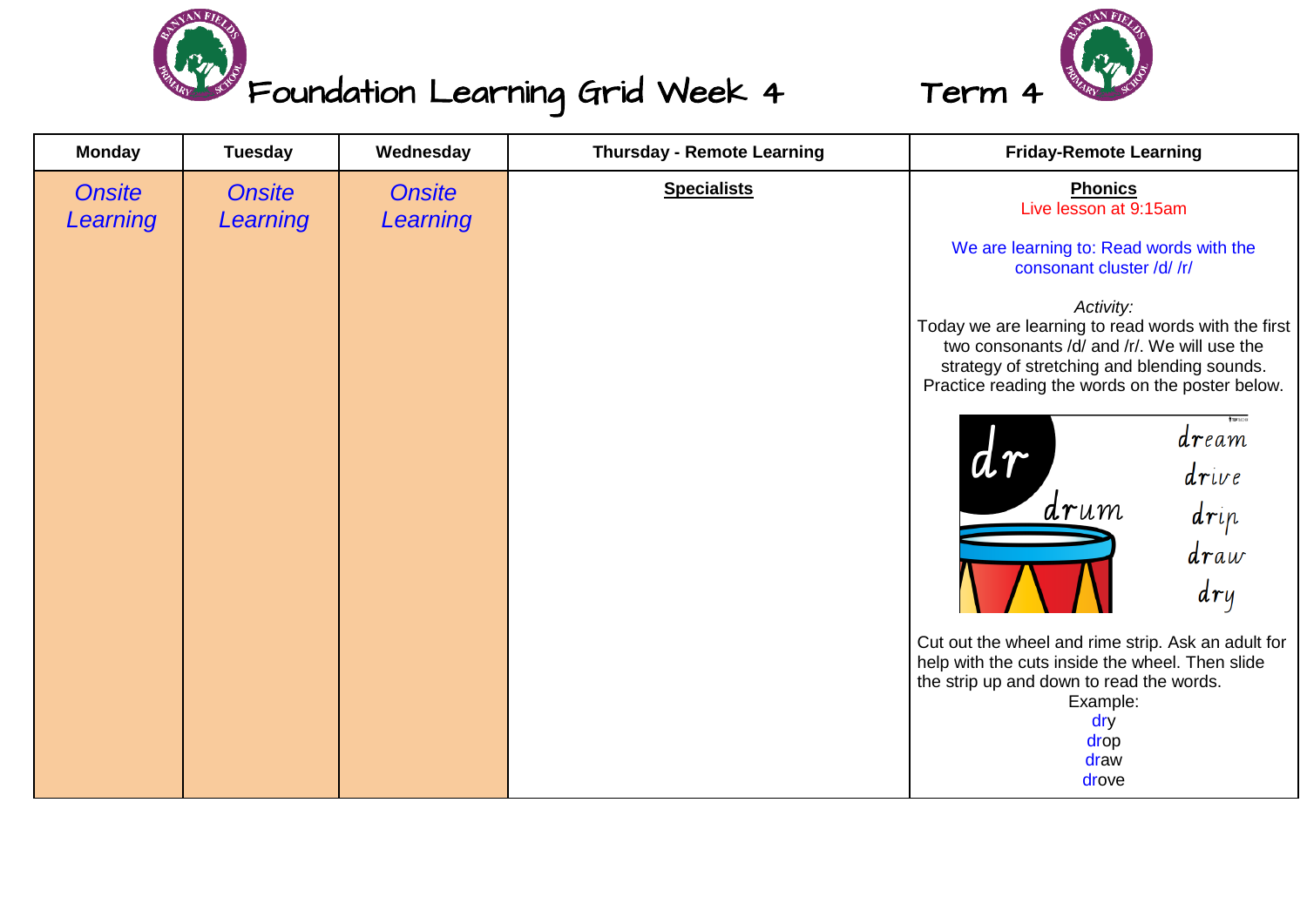# Foundation Learning Grid Week 4 Term 4

| Monday | Tuesday | Wednesday | Thursday - Remote Learning | Friday-Remote Learning |
| --- | --- | --- | --- | --- |
| *Onsite Learning* | *Onsite Learning* | *Onsite Learning* | **Specialists** | **Phonics**<br>Live lesson at 9:15am<br><br>We are learning to: Read words with the consonant cluster /d/ /r/<br><br>*Activity:*<br>Today we are learning to read words with the first two consonants /d/ and /r/. We will use the strategy of stretching and blending sounds. Practice reading the words on the poster below.<br><br>dr<br>drum<br>dream<br>drive<br>drip<br>draw<br>dry<br><br>Cut out the wheel and rime strip. Ask an adult for help with the cuts inside the wheel. Then slide the strip up and down to read the words.<br>Example:<br>dry<br>drop<br>draw<br>drove |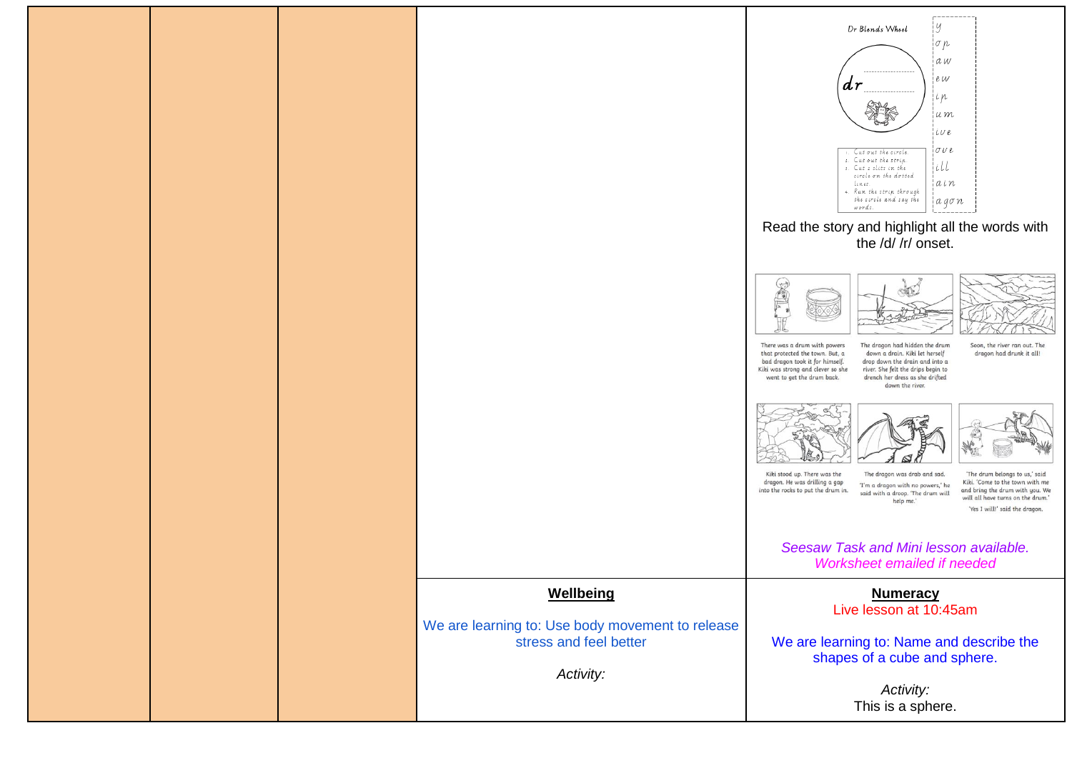| | | | | Dr Blends Wheel |
|---|---|---|---|---|
| | | | | dr |
| | | | | y, op, aw, ew, ip, um, ive, ove, ill, ain, agon |
| | | | | 1. Cut out the circle. 2. Cut out the strip. 3. Cut 2 slits in the circle on the dotted lines. 4. Run the strip through the circle and say the words. |
| | | | | Read the story and highlight all the words with the /d/ /r/ onset. |
| | | | | There was a drum with powers that protected the town. But, a bad dragon took it for himself. Kiki was strong and clever so she went to get the drum back. |
| | | | | The dragon had hidden the drum down a drain. Kiki let herself drop down the drain and into a river. She felt the drips begin to drench her dress as she drifted down the river. |
| | | | | Soon, the river ran out. The dragon had drunk it all! |
| | | | | Kiki stood up. There was the dragon. He was drilling a gap into the rocks to put the drum in. |
| | | | | The dragon was drab and sad. 'I'm a dragon with no powers,' he said with a droop. 'The drum will help me.' |
| | | | | 'The drum belongs to us,' said Kiki. 'Come to the town with me and bring the drum with you. We will all have turns on the drum.' 'Yes I will!' said the dragon. |
| | | | | *Seesaw Task and Mini lesson available. Worksheet emailed if needed* |
| | | | **Wellbeing**<br><br>We are learning to: Use body movement to release stress and feel better<br><br>*Activity:* | **Numeracy**<br>Live lesson at 10:45am<br><br>We are learning to: Name and describe the shapes of a cube and sphere.<br><br>*Activity:*<br>This is a sphere. |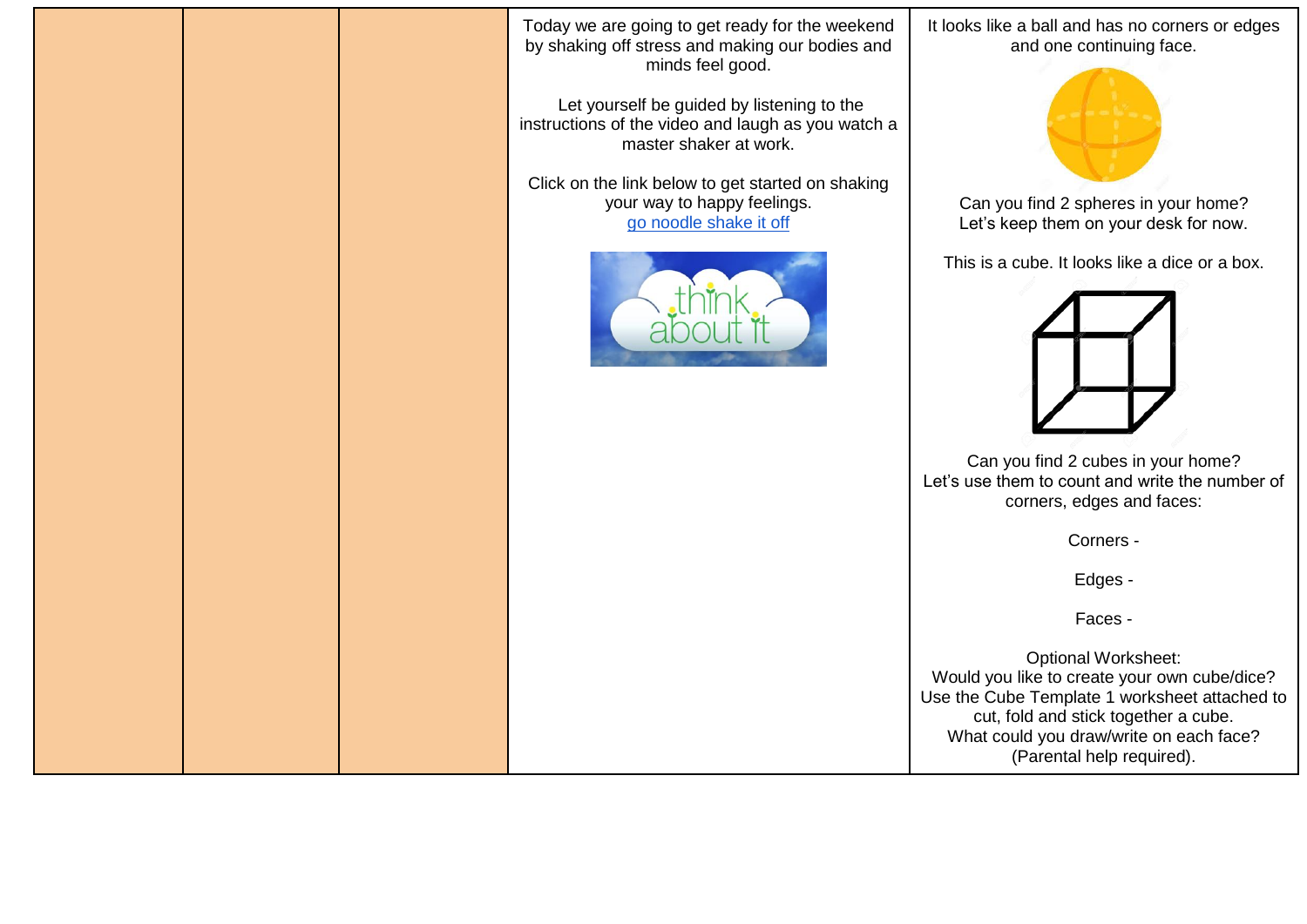| | | | | |
|---|---|---|---|---|
| | | | Today we are going to get ready for the weekend by shaking off stress and making our bodies and minds feel good.<br><br>Let yourself be guided by listening to the instructions of the video and laugh as you watch a master shaker at work.<br><br>Click on the link below to get started on shaking your way to happy feelings.<br>go noodle shake it off | It looks like a ball and has no corners or edges and one continuing face.<br><br>Can you find 2 spheres in your home?<br>Let's keep them on your desk for now.<br><br>This is a cube. It looks like a dice or a box.<br><br>Can you find 2 cubes in your home?<br>Let's use them to count and write the number of corners, edges and faces:<br><br>Corners -<br><br>Edges -<br><br>Faces -<br><br>Optional Worksheet:<br>Would you like to create your own cube/dice?<br>Use the Cube Template 1 worksheet attached to cut, fold and stick together a cube.<br>What could you draw/write on each face?<br>(Parental help required). |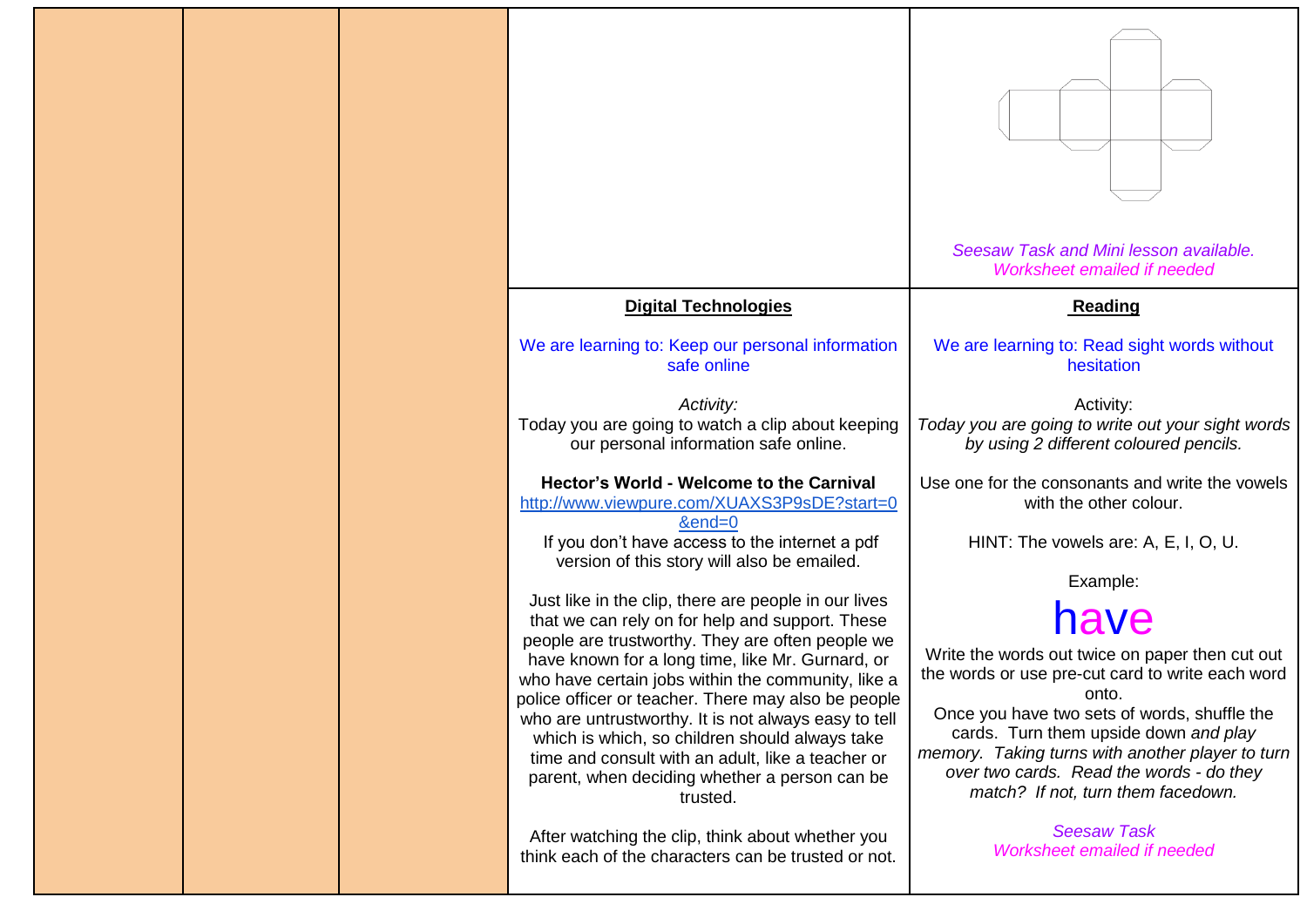| | | | | |
|---|---|---|---|---|
| | | | | *Seesaw Task and Mini lesson available. Worksheet emailed if needed* |
| | | | **Digital Technologies**<br><br>We are learning to: Keep our personal information safe online<br><br>*Activity:*<br>Today you are going to watch a clip about keeping our personal information safe online.<br><br>**Hector's World - Welcome to the Carnival**<br>[http://www.viewpure.com/XUAXS3P9sDE?start=0&end=0](http://www.viewpure.com/XUAXS3P9sDE?start=0&end=0)<br>If you don't have access to the internet a pdf version of this story will also be emailed.<br><br>Just like in the clip, there are people in our lives that we can rely on for help and support. These people are trustworthy. They are often people we have known for a long time, like Mr. Gurnard, or who have certain jobs within the community, like a police officer or teacher. There may also be people who are untrustworthy. It is not always easy to tell which is which, so children should always take time and consult with an adult, like a teacher or parent, when deciding whether a person can be trusted.<br><br>After watching the clip, think about whether you think each of the characters can be trusted or not. | **Reading**<br><br>We are learning to: Read sight words without hesitation<br><br>Activity:<br>*Today you are going to write out your sight words by using 2 different coloured pencils.*<br><br>Use one for the consonants and write the vowels with the other colour.<br><br>HINT: The vowels are: A, E, I, O, U.<br><br>Example:<br><br>have<br><br>Write the words out twice on paper then cut out the words or use pre-cut card to write each word onto.<br>Once you have two sets of words, shuffle the cards. Turn them upside down *and play memory. Taking turns with another player to turn over two cards. Read the words - do they match? If not, turn them facedown.*<br><br>*Seesaw Task*<br>*Worksheet emailed if needed* |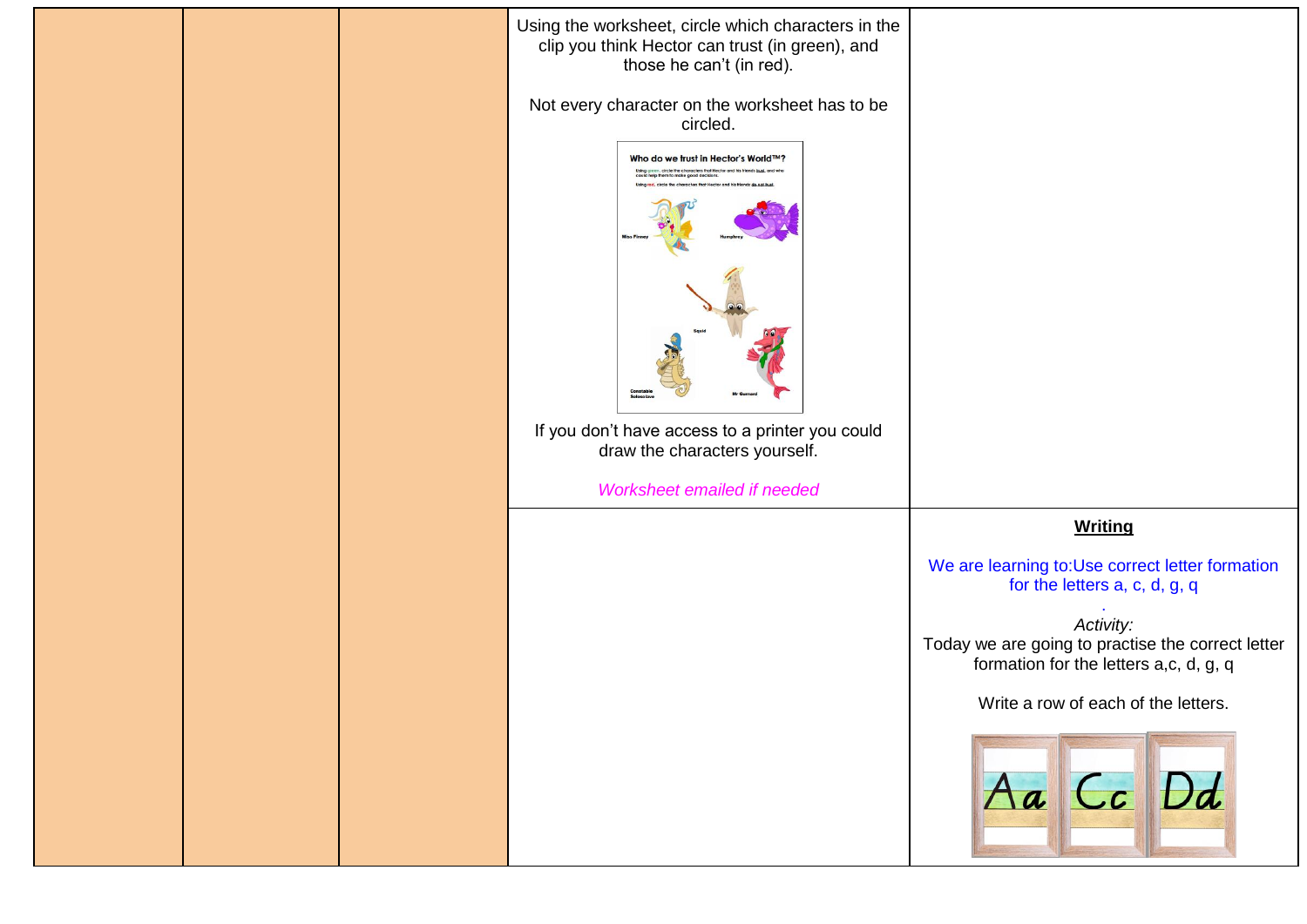| | | | | |
|---|---|---|---|---|
| | | | Using the worksheet, circle which characters in the clip you think Hector can trust (in green), and those he can't (in red).<br><br>Not every character on the worksheet has to be circled.<br><br>If you don't have access to a printer you could draw the characters yourself.<br><br>*Worksheet emailed if needed* | |
| | | | | **Writing**<br><br>We are learning to:Use correct letter formation for the letters a, c, d, g, q<br>.<br>*Activity:*<br>Today we are going to practise the correct letter formation for the letters a,c, d, g, q<br><br>Write a row of each of the letters. |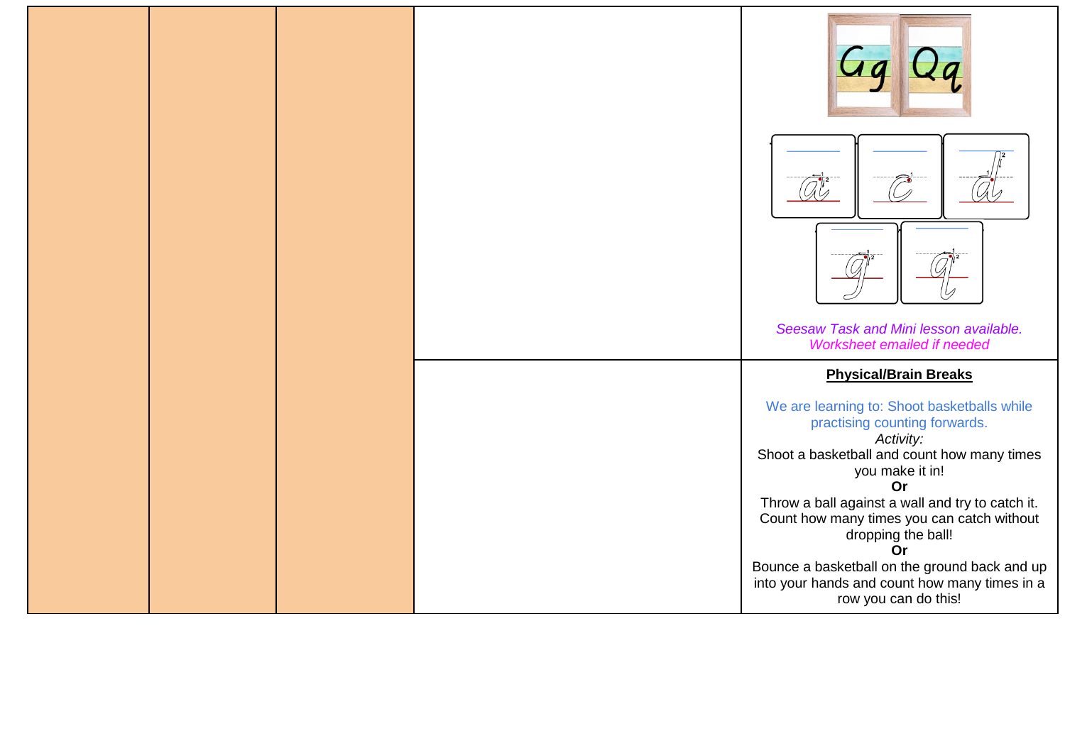| | | | | |
|---|---|---|---|---|
| | | | | *Seesaw Task and Mini lesson available.* *Worksheet emailed if needed* |
| | | | | **Physical/Brain Breaks** We are learning to: Shoot basketballs while practising counting forwards. *Activity:* Shoot a basketball and count how many times you make it in! **Or** Throw a ball against a wall and try to catch it. Count how many times you can catch without dropping the ball! **Or** Bounce a basketball on the ground back and up into your hands and count how many times in a row you can do this! |